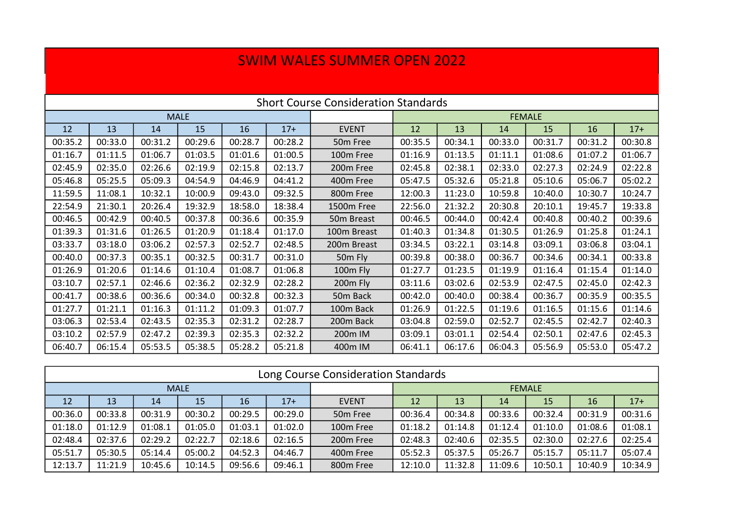# SWIM WALES SUMMER OPEN 2022

## Short Course Consideration Standards

| MALE | | | | | | | FEMALE | | | | | |
|---|---|---|---|---|---|---|---|---|---|---|---|---|
| 12 | 13 | 14 | 15 | 16 | 17+ | EVENT | 12 | 13 | 14 | 15 | 16 | 17+ |
| 00:35.2 | 00:33.0 | 00:31.2 | 00:29.6 | 00:28.7 | 00:28.2 | 50m Free | 00:35.5 | 00:34.1 | 00:33.0 | 00:31.7 | 00:31.2 | 00:30.8 |
| 01:16.7 | 01:11.5 | 01:06.7 | 01:03.5 | 01:01.6 | 01:00.5 | 100m Free | 01:16.9 | 01:13.5 | 01:11.1 | 01:08.6 | 01:07.2 | 01:06.7 |
| 02:45.9 | 02:35.0 | 02:26.6 | 02:19.9 | 02:15.8 | 02:13.7 | 200m Free | 02:45.8 | 02:38.1 | 02:33.0 | 02:27.3 | 02:24.9 | 02:22.8 |
| 05:46.8 | 05:25.5 | 05:09.3 | 04:54.9 | 04:46.9 | 04:41.2 | 400m Free | 05:47.5 | 05:32.6 | 05:21.8 | 05:10.6 | 05:06.7 | 05:02.2 |
| 11:59.5 | 11:08.1 | 10:32.1 | 10:00.9 | 09:43.0 | 09:32.5 | 800m Free | 12:00.3 | 11:23.0 | 10:59.8 | 10:40.0 | 10:30.7 | 10:24.7 |
| 22:54.9 | 21:30.1 | 20:26.4 | 19:32.9 | 18:58.0 | 18:38.4 | 1500m Free | 22:56.0 | 21:32.2 | 20:30.8 | 20:10.1 | 19:45.7 | 19:33.8 |
| 00:46.5 | 00:42.9 | 00:40.5 | 00:37.8 | 00:36.6 | 00:35.9 | 50m Breast | 00:46.5 | 00:44.0 | 00:42.4 | 00:40.8 | 00:40.2 | 00:39.6 |
| 01:39.3 | 01:31.6 | 01:26.5 | 01:20.9 | 01:18.4 | 01:17.0 | 100m Breast | 01:40.3 | 01:34.8 | 01:30.5 | 01:26.9 | 01:25.8 | 01:24.1 |
| 03:33.7 | 03:18.0 | 03:06.2 | 02:57.3 | 02:52.7 | 02:48.5 | 200m Breast | 03:34.5 | 03:22.1 | 03:14.8 | 03:09.1 | 03:06.8 | 03:04.1 |
| 00:40.0 | 00:37.3 | 00:35.1 | 00:32.5 | 00:31.7 | 00:31.0 | 50m Fly | 00:39.8 | 00:38.0 | 00:36.7 | 00:34.6 | 00:34.1 | 00:33.8 |
| 01:26.9 | 01:20.6 | 01:14.6 | 01:10.4 | 01:08.7 | 01:06.8 | 100m Fly | 01:27.7 | 01:23.5 | 01:19.9 | 01:16.4 | 01:15.4 | 01:14.0 |
| 03:10.7 | 02:57.1 | 02:46.6 | 02:36.2 | 02:32.9 | 02:28.2 | 200m Fly | 03:11.6 | 03:02.6 | 02:53.9 | 02:47.5 | 02:45.0 | 02:42.3 |
| 00:41.7 | 00:38.6 | 00:36.6 | 00:34.0 | 00:32.8 | 00:32.3 | 50m Back | 00:42.0 | 00:40.0 | 00:38.4 | 00:36.7 | 00:35.9 | 00:35.5 |
| 01:27.7 | 01:21.1 | 01:16.3 | 01:11.2 | 01:09.3 | 01:07.7 | 100m Back | 01:26.9 | 01:22.5 | 01:19.6 | 01:16.5 | 01:15.6 | 01:14.6 |
| 03:06.3 | 02:53.4 | 02:43.5 | 02:35.3 | 02:31.2 | 02:28.7 | 200m Back | 03:04.8 | 02:59.0 | 02:52.7 | 02:45.5 | 02:42.7 | 02:40.3 |
| 03:10.2 | 02:57.9 | 02:47.2 | 02:39.3 | 02:35.3 | 02:32.2 | 200m IM | 03:09.1 | 03:01.1 | 02:54.4 | 02:50.1 | 02:47.6 | 02:45.3 |
| 06:40.7 | 06:15.4 | 05:53.5 | 05:38.5 | 05:28.2 | 05:21.8 | 400m IM | 06:41.1 | 06:17.6 | 06:04.3 | 05:56.9 | 05:53.0 | 05:47.2 |

## Long Course Consideration Standards

| MALE | | | | | | | FEMALE | | | | | |
|---|---|---|---|---|---|---|---|---|---|---|---|---|
| 12 | 13 | 14 | 15 | 16 | 17+ | EVENT | 12 | 13 | 14 | 15 | 16 | 17+ |
| 00:36.0 | 00:33.8 | 00:31.9 | 00:30.2 | 00:29.5 | 00:29.0 | 50m Free | 00:36.4 | 00:34.8 | 00:33.6 | 00:32.4 | 00:31.9 | 00:31.6 |
| 01:18.0 | 01:12.9 | 01:08.1 | 01:05.0 | 01:03.1 | 01:02.0 | 100m Free | 01:18.2 | 01:14.8 | 01:12.4 | 01:10.0 | 01:08.6 | 01:08.1 |
| 02:48.4 | 02:37.6 | 02:29.2 | 02:22.7 | 02:18.6 | 02:16.5 | 200m Free | 02:48.3 | 02:40.6 | 02:35.5 | 02:30.0 | 02:27.6 | 02:25.4 |
| 05:51.7 | 05:30.5 | 05:14.4 | 05:00.2 | 04:52.3 | 04:46.7 | 400m Free | 05:52.3 | 05:37.5 | 05:26.7 | 05:15.7 | 05:11.7 | 05:07.4 |
| 12:13.7 | 11:21.9 | 10:45.6 | 10:14.5 | 09:56.6 | 09:46.1 | 800m Free | 12:10.0 | 11:32.8 | 11:09.6 | 10:50.1 | 10:40.9 | 10:34.9 |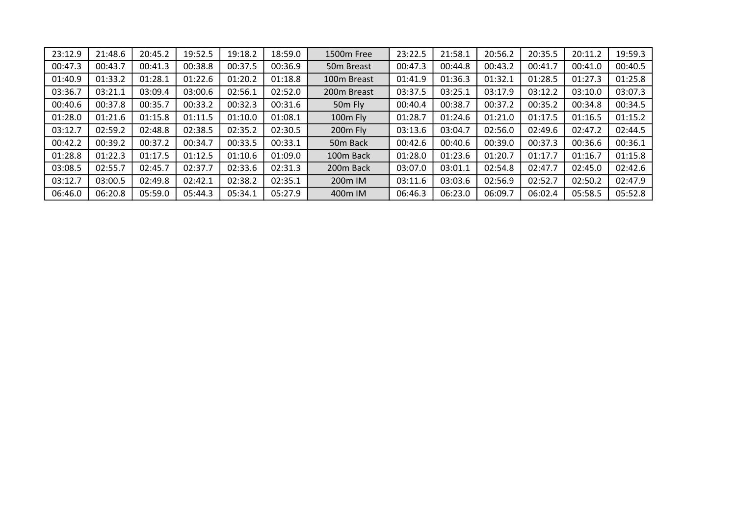| | | | | | | | | | | | | |
|---|---|---|---|---|---|---|---|---|---|---|---|---|
| 23:12.9 | 21:48.6 | 20:45.2 | 19:52.5 | 19:18.2 | 18:59.0 | 1500m Free | 23:22.5 | 21:58.1 | 20:56.2 | 20:35.5 | 20:11.2 | 19:59.3 |
| 00:47.3 | 00:43.7 | 00:41.3 | 00:38.8 | 00:37.5 | 00:36.9 | 50m Breast | 00:47.3 | 00:44.8 | 00:43.2 | 00:41.7 | 00:41.0 | 00:40.5 |
| 01:40.9 | 01:33.2 | 01:28.1 | 01:22.6 | 01:20.2 | 01:18.8 | 100m Breast | 01:41.9 | 01:36.3 | 01:32.1 | 01:28.5 | 01:27.3 | 01:25.8 |
| 03:36.7 | 03:21.1 | 03:09.4 | 03:00.6 | 02:56.1 | 02:52.0 | 200m Breast | 03:37.5 | 03:25.1 | 03:17.9 | 03:12.2 | 03:10.0 | 03:07.3 |
| 00:40.6 | 00:37.8 | 00:35.7 | 00:33.2 | 00:32.3 | 00:31.6 | 50m Fly | 00:40.4 | 00:38.7 | 00:37.2 | 00:35.2 | 00:34.8 | 00:34.5 |
| 01:28.0 | 01:21.6 | 01:15.8 | 01:11.5 | 01:10.0 | 01:08.1 | 100m Fly | 01:28.7 | 01:24.6 | 01:21.0 | 01:17.5 | 01:16.5 | 01:15.2 |
| 03:12.7 | 02:59.2 | 02:48.8 | 02:38.5 | 02:35.2 | 02:30.5 | 200m Fly | 03:13.6 | 03:04.7 | 02:56.0 | 02:49.6 | 02:47.2 | 02:44.5 |
| 00:42.2 | 00:39.2 | 00:37.2 | 00:34.7 | 00:33.5 | 00:33.1 | 50m Back | 00:42.6 | 00:40.6 | 00:39.0 | 00:37.3 | 00:36.6 | 00:36.1 |
| 01:28.8 | 01:22.3 | 01:17.5 | 01:12.5 | 01:10.6 | 01:09.0 | 100m Back | 01:28.0 | 01:23.6 | 01:20.7 | 01:17.7 | 01:16.7 | 01:15.8 |
| 03:08.5 | 02:55.7 | 02:45.7 | 02:37.7 | 02:33.6 | 02:31.3 | 200m Back | 03:07.0 | 03:01.1 | 02:54.8 | 02:47.7 | 02:45.0 | 02:42.6 |
| 03:12.7 | 03:00.5 | 02:49.8 | 02:42.1 | 02:38.2 | 02:35.1 | 200m IM | 03:11.6 | 03:03.6 | 02:56.9 | 02:52.7 | 02:50.2 | 02:47.9 |
| 06:46.0 | 06:20.8 | 05:59.0 | 05:44.3 | 05:34.1 | 05:27.9 | 400m IM | 06:46.3 | 06:23.0 | 06:09.7 | 06:02.4 | 05:58.5 | 05:52.8 |